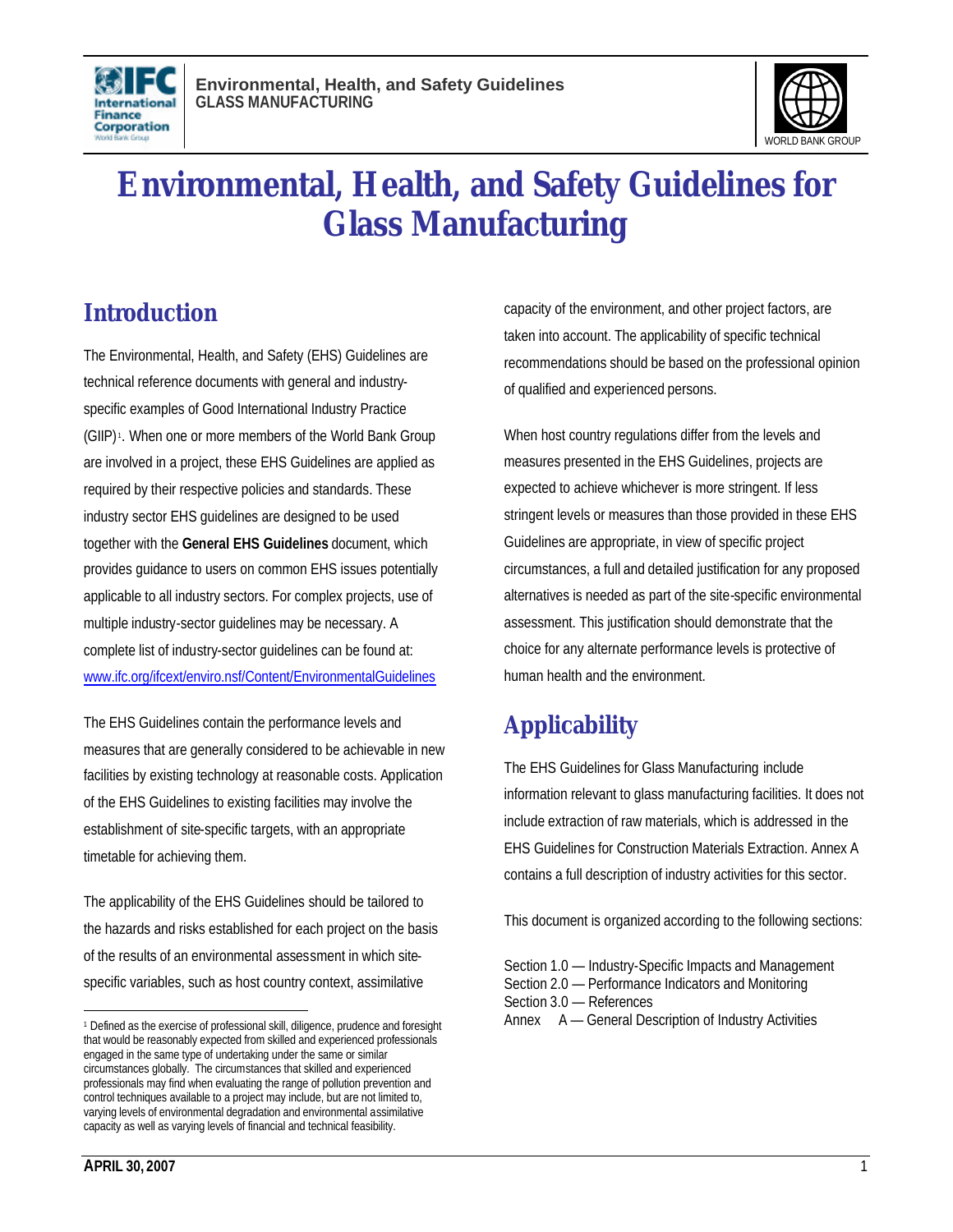# Environmental, Health, and Safety Guidelines for Glass Manufacturing

## Introduction

The Environmental, Health, and Safety (EHS) Guidelines are technical reference documents with general and industry-specific examples of Good International Industry Practice (GIIP)[1]. When one or more members of the World Bank Group are involved in a project, these EHS Guidelines are applied as required by their respective policies and standards. These industry sector EHS guidelines are designed to be used together with the **General EHS Guidelines** document, which provides guidance to users on common EHS issues potentially applicable to all industry sectors. For complex projects, use of multiple industry-sector guidelines may be necessary. A complete list of industry-sector guidelines can be found at: www.ifc.org/ifcext/enviro.nsf/Content/EnvironmentalGuidelines

The EHS Guidelines contain the performance levels and measures that are generally considered to be achievable in new facilities by existing technology at reasonable costs. Application of the EHS Guidelines to existing facilities may involve the establishment of site-specific targets, with an appropriate timetable for achieving them.

The applicability of the EHS Guidelines should be tailored to the hazards and risks established for each project on the basis of the results of an environmental assessment in which site-specific variables, such as host country context, assimilative capacity of the environment, and other project factors, are taken into account. The applicability of specific technical recommendations should be based on the professional opinion of qualified and experienced persons.

When host country regulations differ from the levels and measures presented in the EHS Guidelines, projects are expected to achieve whichever is more stringent. If less stringent levels or measures than those provided in these EHS Guidelines are appropriate, in view of specific project circumstances, a full and detailed justification for any proposed alternatives is needed as part of the site-specific environmental assessment. This justification should demonstrate that the choice for any alternate performance levels is protective of human health and the environment.

## Applicability

The EHS Guidelines for Glass Manufacturing include information relevant to glass manufacturing facilities. It does not include extraction of raw materials, which is addressed in the EHS Guidelines for Construction Materials Extraction. Annex A contains a full description of industry activities for this sector.

This document is organized according to the following sections:

Section 1.0 — Industry-Specific Impacts and Management
Section 2.0 — Performance Indicators and Monitoring
Section 3.0 — References
Annex A — General Description of Industry Activities

[1] Defined as the exercise of professional skill, diligence, prudence and foresight that would be reasonably expected from skilled and experienced professionals engaged in the same type of undertaking under the same or similar circumstances globally. The circumstances that skilled and experienced professionals may find when evaluating the range of pollution prevention and control techniques available to a project may include, but are not limited to, varying levels of environmental degradation and environmental assimilative capacity as well as varying levels of financial and technical feasibility.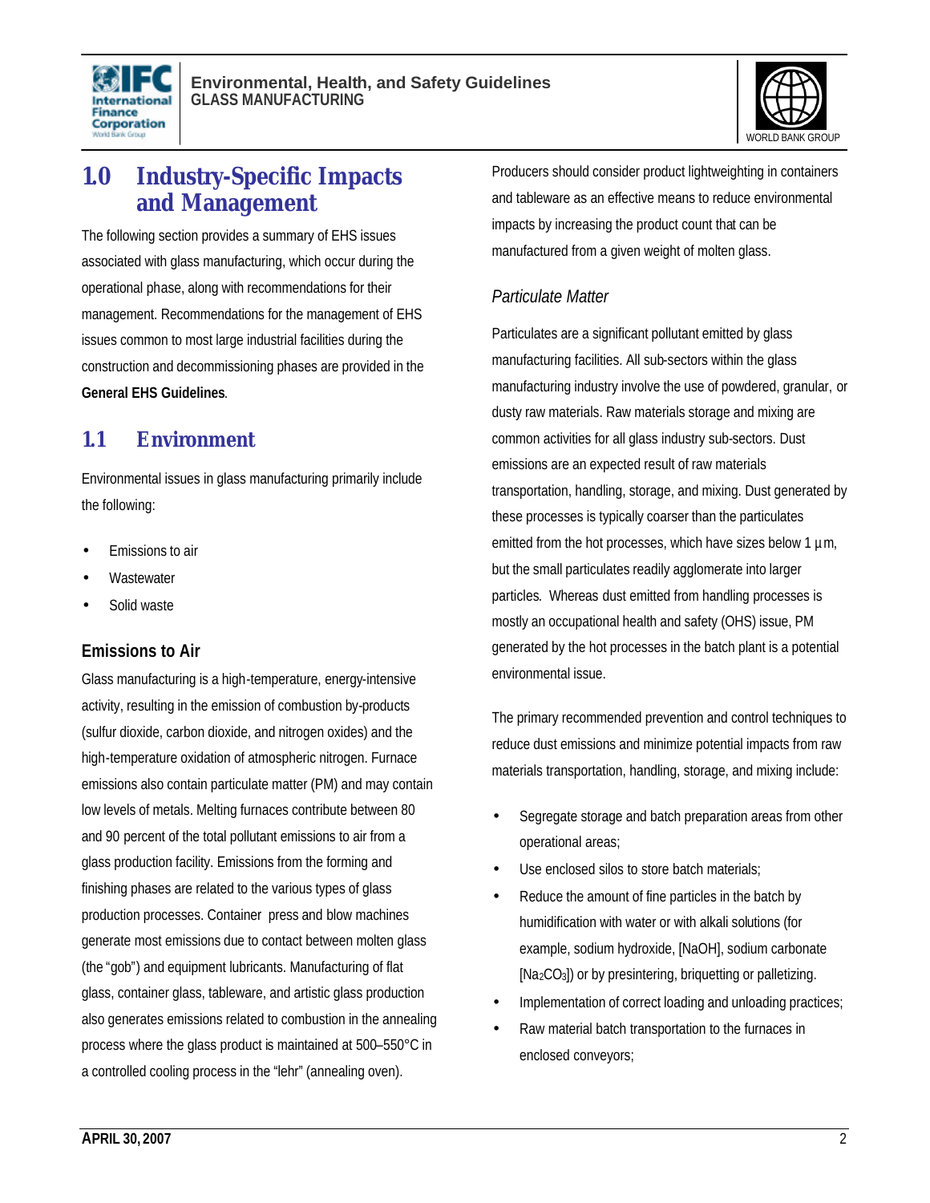# 1.0 Industry-Specific Impacts and Management

The following section provides a summary of EHS issues associated with glass manufacturing, which occur during the operational phase, along with recommendations for their management. Recommendations for the management of EHS issues common to most large industrial facilities during the construction and decommissioning phases are provided in the **General EHS Guidelines**.

## 1.1 Environment

Environmental issues in glass manufacturing primarily include the following:

- Emissions to air
- Wastewater
- Solid waste

### Emissions to Air

Glass manufacturing is a high-temperature, energy-intensive activity, resulting in the emission of combustion by-products (sulfur dioxide, carbon dioxide, and nitrogen oxides) and the high-temperature oxidation of atmospheric nitrogen. Furnace emissions also contain particulate matter (PM) and may contain low levels of metals. Melting furnaces contribute between 80 and 90 percent of the total pollutant emissions to air from a glass production facility. Emissions from the forming and finishing phases are related to the various types of glass production processes. Container press and blow machines generate most emissions due to contact between molten glass (the "gob") and equipment lubricants. Manufacturing of flat glass, container glass, tableware, and artistic glass production also generates emissions related to combustion in the annealing process where the glass product is maintained at 500–550°C in a controlled cooling process in the "lehr" (annealing oven).

Producers should consider product lightweighting in containers and tableware as an effective means to reduce environmental impacts by increasing the product count that can be manufactured from a given weight of molten glass.

#### *Particulate Matter*

Particulates are a significant pollutant emitted by glass manufacturing facilities. All sub-sectors within the glass manufacturing industry involve the use of powdered, granular, or dusty raw materials. Raw materials storage and mixing are common activities for all glass industry sub-sectors. Dust emissions are an expected result of raw materials transportation, handling, storage, and mixing. Dust generated by these processes is typically coarser than the particulates emitted from the hot processes, which have sizes below 1 µm, but the small particulates readily agglomerate into larger particles. Whereas dust emitted from handling processes is mostly an occupational health and safety (OHS) issue, PM generated by the hot processes in the batch plant is a potential environmental issue.

The primary recommended prevention and control techniques to reduce dust emissions and minimize potential impacts from raw materials transportation, handling, storage, and mixing include:

- Segregate storage and batch preparation areas from other operational areas;
- Use enclosed silos to store batch materials;
- Reduce the amount of fine particles in the batch by humidification with water or with alkali solutions (for example, sodium hydroxide, [NaOH], sodium carbonate [$Na_2CO_3$]) or by presintering, briquetting or palletizing.
- Implementation of correct loading and unloading practices;
- Raw material batch transportation to the furnaces in enclosed conveyors;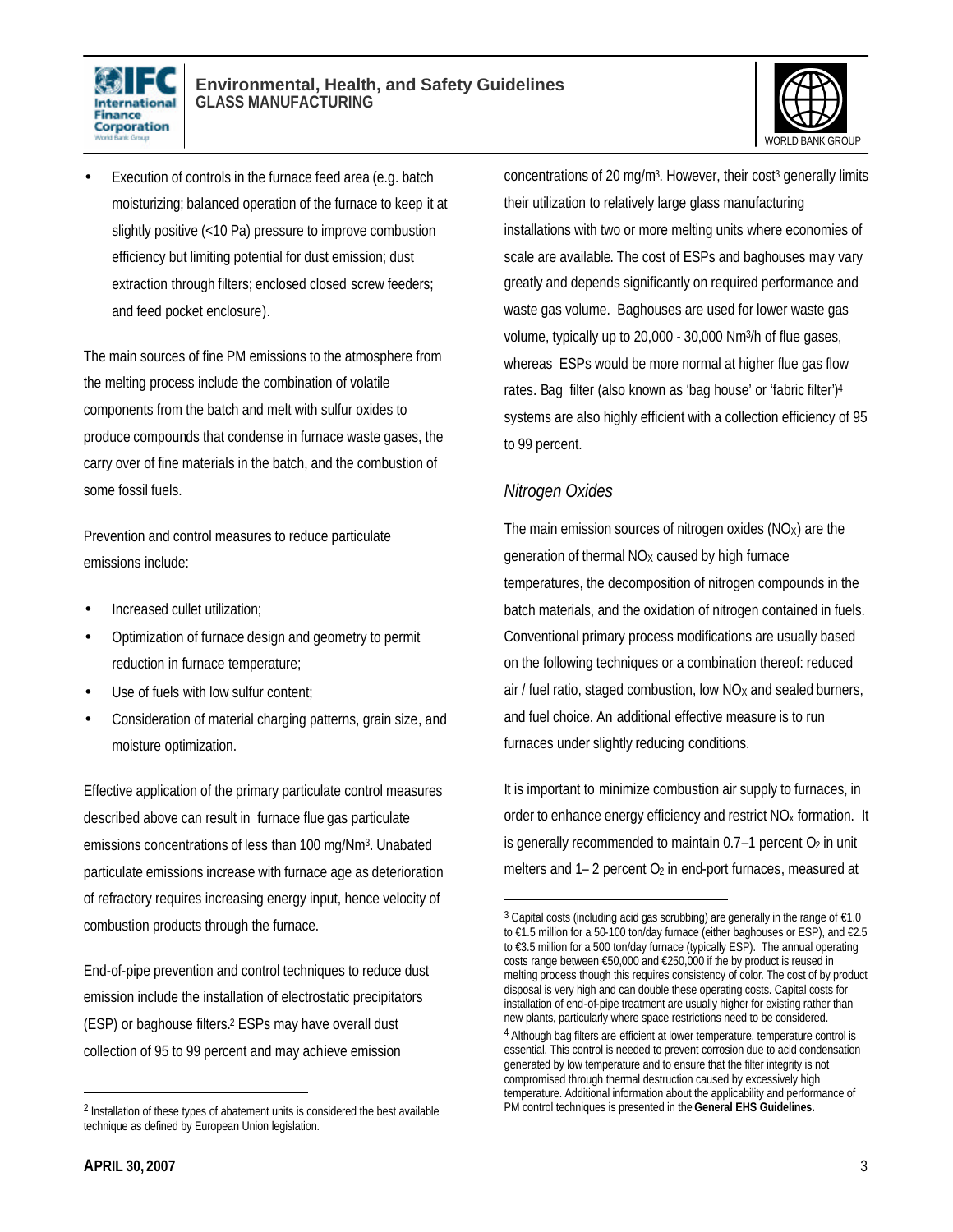- Execution of controls in the furnace feed area (e.g. batch moisturizing; balanced operation of the furnace to keep it at slightly positive (<10 Pa) pressure to improve combustion efficiency but limiting potential for dust emission; dust extraction through filters; enclosed closed screw feeders; and feed pocket enclosure).

The main sources of fine PM emissions to the atmosphere from the melting process include the combination of volatile components from the batch and melt with sulfur oxides to produce compounds that condense in furnace waste gases, the carry over of fine materials in the batch, and the combustion of some fossil fuels.

Prevention and control measures to reduce particulate emissions include:

- Increased cullet utilization;
- Optimization of furnace design and geometry to permit reduction in furnace temperature;
- Use of fuels with low sulfur content;
- Consideration of material charging patterns, grain size, and moisture optimization.

Effective application of the primary particulate control measures described above can result in furnace flue gas particulate emissions concentrations of less than 100 mg/Nm$^3$. Unabated particulate emissions increase with furnace age as deterioration of refractory requires increasing energy input, hence velocity of combustion products through the furnace.

End-of-pipe prevention and control techniques to reduce dust emission include the installation of electrostatic precipitators (ESP) or baghouse filters.[2] ESPs may have overall dust collection of 95 to 99 percent and may achieve emission concentrations of 20 mg/m$^3$. However, their cost[3] generally limits their utilization to relatively large glass manufacturing installations with two or more melting units where economies of scale are available. The cost of ESPs and baghouses may vary greatly and depends significantly on required performance and waste gas volume. Baghouses are used for lower waste gas volume, typically up to 20,000 - 30,000 Nm$^3$/h of flue gases, whereas ESPs would be more normal at higher flue gas flow rates. Bag filter (also known as 'bag house' or 'fabric filter')[4] systems are also highly efficient with a collection efficiency of 95 to 99 percent.

### *Nitrogen Oxides*

The main emission sources of nitrogen oxides ($NO_X$) are the generation of thermal $NO_X$ caused by high furnace temperatures, the decomposition of nitrogen compounds in the batch materials, and the oxidation of nitrogen contained in fuels. Conventional primary process modifications are usually based on the following techniques or a combination thereof: reduced air / fuel ratio, staged combustion, low $NO_X$ and sealed burners, and fuel choice. An additional effective measure is to run furnaces under slightly reducing conditions.

It is important to minimize combustion air supply to furnaces, in order to enhance energy efficiency and restrict $NO_x$ formation. It is generally recommended to maintain 0.7–1 percent $O_2$ in unit melters and 1– 2 percent $O_2$ in end-port furnaces, measured at

---

[2] Installation of these types of abatement units is considered the best available technique as defined by European Union legislation.

[3] Capital costs (including acid gas scrubbing) are generally in the range of €1.0 to €1.5 million for a 50-100 ton/day furnace (either baghouses or ESP), and €2.5 to €3.5 million for a 500 ton/day furnace (typically ESP). The annual operating costs range between €50,000 and €250,000 if the by product is reused in melting process though this requires consistency of color. The cost of by product disposal is very high and can double these operating costs. Capital costs for installation of end-of-pipe treatment are usually higher for existing rather than new plants, particularly where space restrictions need to be considered.

[4] Although bag filters are efficient at lower temperature, temperature control is essential. This control is needed to prevent corrosion due to acid condensation generated by low temperature and to ensure that the filter integrity is not compromised through thermal destruction caused by excessively high temperature. Additional information about the applicability and performance of PM control techniques is presented in the **General EHS Guidelines.**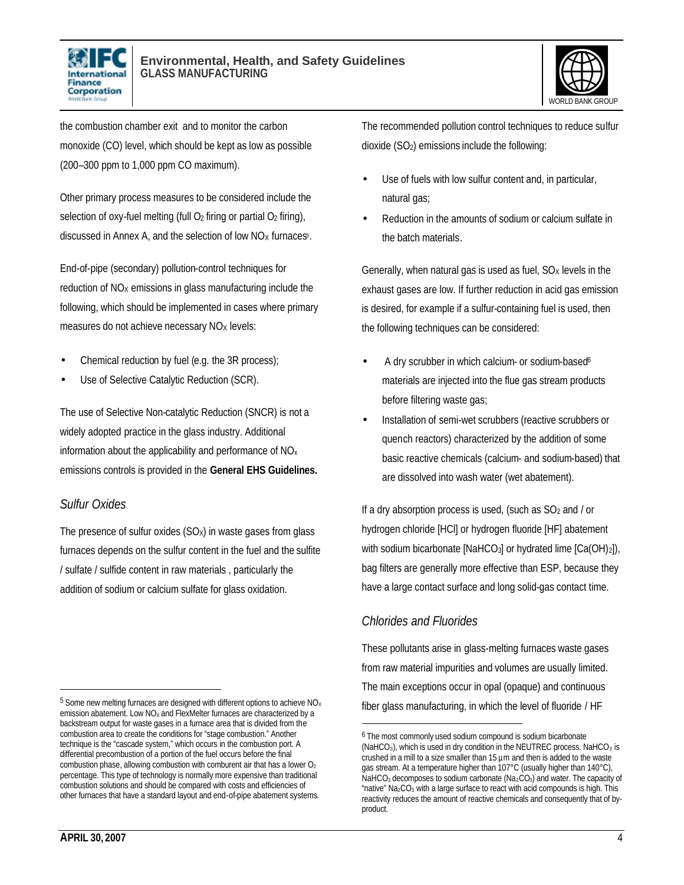the combustion chamber exit and to monitor the carbon monoxide (CO) level, which should be kept as low as possible (200–300 ppm to 1,000 ppm CO maximum).

Other primary process measures to be considered include the selection of oxy-fuel melting (full $O_2$ firing or partial $O_2$ firing), discussed in Annex A, and the selection of low $NO_X$ furnaces[5].

End-of-pipe (secondary) pollution-control techniques for reduction of $NO_X$ emissions in glass manufacturing include the following, which should be implemented in cases where primary measures do not achieve necessary $NO_X$ levels:

- Chemical reduction by fuel (e.g. the 3R process);
- Use of Selective Catalytic Reduction (SCR).

The use of Selective Non-catalytic Reduction (SNCR) is not a widely adopted practice in the glass industry. Additional information about the applicability and performance of $NO_x$ emissions controls is provided in the **General EHS Guidelines.**

### *Sulfur Oxides*

The presence of sulfur oxides ($SO_X$) in waste gases from glass furnaces depends on the sulfur content in the fuel and the sulfite / sulfate / sulfide content in raw materials , particularly the addition of sodium or calcium sulfate for glass oxidation.

The recommended pollution control techniques to reduce sulfur dioxide ($SO_2$) emissions include the following:

- Use of fuels with low sulfur content and, in particular, natural gas;
- Reduction in the amounts of sodium or calcium sulfate in the batch materials.

Generally, when natural gas is used as fuel, $SO_X$ levels in the exhaust gases are low. If further reduction in acid gas emission is desired, for example if a sulfur-containing fuel is used, then the following techniques can be considered:

- A dry scrubber in which calcium- or sodium-based[6] materials are injected into the flue gas stream products before filtering waste gas;
- Installation of semi-wet scrubbers (reactive scrubbers or quench reactors) characterized by the addition of some basic reactive chemicals (calcium- and sodium-based) that are dissolved into wash water (wet abatement).

If a dry absorption process is used, (such as $SO_2$ and / or hydrogen chloride [HCl] or hydrogen fluoride [HF] abatement with sodium bicarbonate [$NaHCO_3$] or hydrated lime [$Ca(OH)_2$]), bag filters are generally more effective than ESP, because they have a large contact surface and long solid-gas contact time.

### *Chlorides and Fluorides*

These pollutants arise in glass-melting furnaces waste gases from raw material impurities and volumes are usually limited. The main exceptions occur in opal (opaque) and continuous fiber glass manufacturing, in which the level of fluoride / HF

---

[5] Some new melting furnaces are designed with different options to achieve $NO_X$ emission abatement. Low $NO_X$ and FlexMelter furnaces are characterized by a backstream output for waste gases in a furnace area that is divided from the combustion area to create the conditions for "stage combustion." Another technique is the "cascade system," which occurs in the combustion port. A differential precombustion of a portion of the fuel occurs before the final combustion phase, allowing combustion with comburent air that has a lower $O_2$ percentage. This type of technology is normally more expensive than traditional combustion solutions and should be compared with costs and efficiencies of other furnaces that have a standard layout and end-of-pipe abatement systems.

[6] The most commonly used sodium compound is sodium bicarbonate ($NaHCO_3$), which is used in dry condition in the NEUTREC process. $NaHCO_3$ is crushed in a mill to a size smaller than 15 µm and then is added to the waste gas stream. At a temperature higher than 107°C (usually higher than 140°C), $NaHCO_3$ decomposes to sodium carbonate ($Na_2CO_3$) and water. The capacity of "native" $Na_2CO_3$ with a large surface to react with acid compounds is high. This reactivity reduces the amount of reactive chemicals and consequently that of by-product.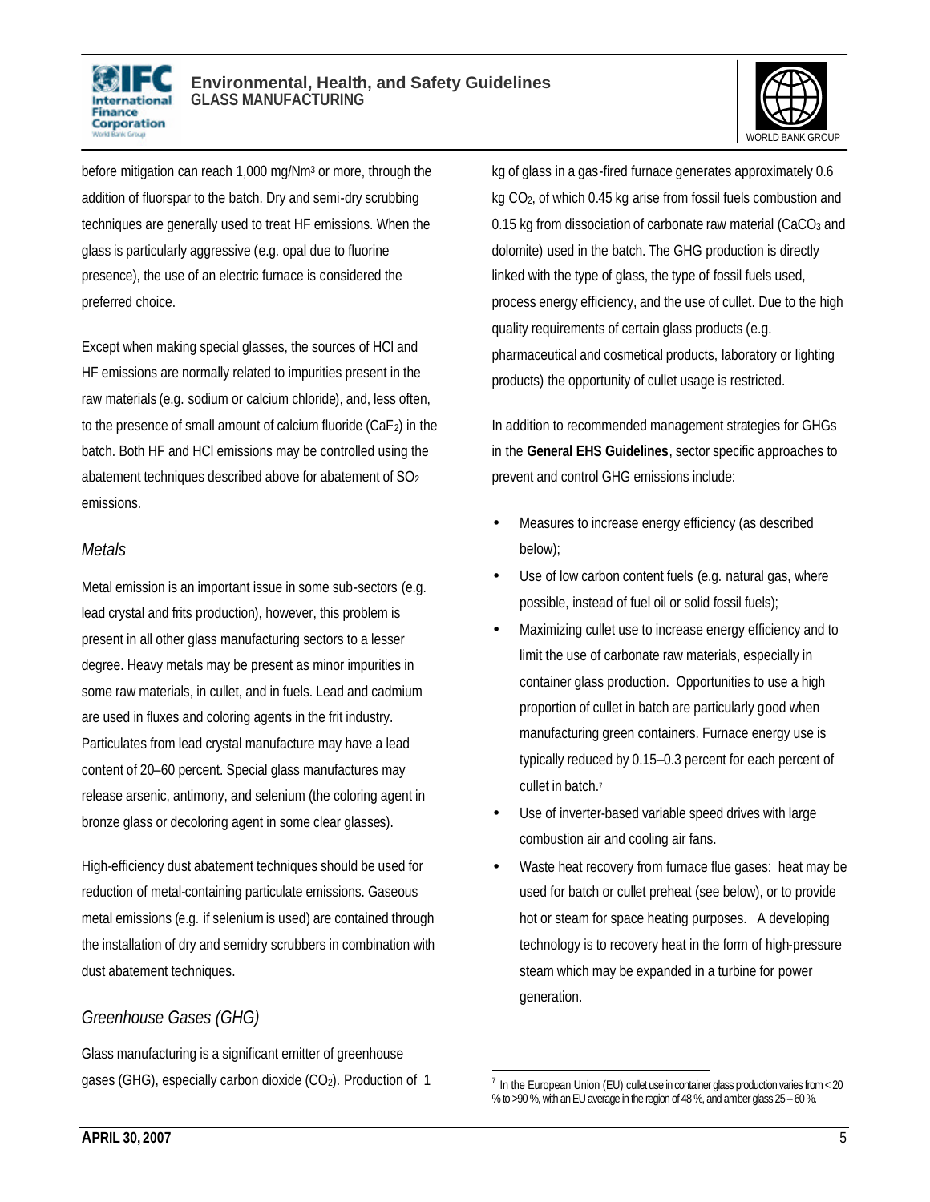before mitigation can reach 1,000 mg/Nm³ or more, through the addition of fluorspar to the batch. Dry and semi-dry scrubbing techniques are generally used to treat HF emissions. When the glass is particularly aggressive (e.g. opal due to fluorine presence), the use of an electric furnace is considered the preferred choice.

Except when making special glasses, the sources of HCl and HF emissions are normally related to impurities present in the raw materials (e.g. sodium or calcium chloride), and, less often, to the presence of small amount of calcium fluoride ($CaF_2$) in the batch. Both HF and HCl emissions may be controlled using the abatement techniques described above for abatement of $SO_2$ emissions.

### *Metals*

Metal emission is an important issue in some sub-sectors (e.g. lead crystal and frits production), however, this problem is present in all other glass manufacturing sectors to a lesser degree. Heavy metals may be present as minor impurities in some raw materials, in cullet, and in fuels. Lead and cadmium are used in fluxes and coloring agents in the frit industry. Particulates from lead crystal manufacture may have a lead content of 20–60 percent. Special glass manufactures may release arsenic, antimony, and selenium (the coloring agent in bronze glass or decoloring agent in some clear glasses).

High-efficiency dust abatement techniques should be used for reduction of metal-containing particulate emissions. Gaseous metal emissions (e.g. if selenium is used) are contained through the installation of dry and semidry scrubbers in combination with dust abatement techniques.

### *Greenhouse Gases (GHG)*

Glass manufacturing is a significant emitter of greenhouse gases (GHG), especially carbon dioxide ($CO_2$). Production of 1 kg of glass in a gas-fired furnace generates approximately 0.6 kg $CO_2$, of which 0.45 kg arise from fossil fuels combustion and 0.15 kg from dissociation of carbonate raw material ($CaCO_3$ and dolomite) used in the batch. The GHG production is directly linked with the type of glass, the type of fossil fuels used, process energy efficiency, and the use of cullet. Due to the high quality requirements of certain glass products (e.g. pharmaceutical and cosmetical products, laboratory or lighting products) the opportunity of cullet usage is restricted.

In addition to recommended management strategies for GHGs in the **General EHS Guidelines**, sector specific approaches to prevent and control GHG emissions include:

- Measures to increase energy efficiency (as described below);
- Use of low carbon content fuels (e.g. natural gas, where possible, instead of fuel oil or solid fossil fuels);
- Maximizing cullet use to increase energy efficiency and to limit the use of carbonate raw materials, especially in container glass production. Opportunities to use a high proportion of cullet in batch are particularly good when manufacturing green containers. Furnace energy use is typically reduced by 0.15–0.3 percent for each percent of cullet in batch.[7]
- Use of inverter-based variable speed drives with large combustion air and cooling air fans.
- Waste heat recovery from furnace flue gases: heat may be used for batch or cullet preheat (see below), or to provide hot or steam for space heating purposes. A developing technology is to recovery heat in the form of high-pressure steam which may be expanded in a turbine for power generation.

[7] In the European Union (EU) cullet use in container glass production varies from < 20 % to >90 %, with an EU average in the region of 48 %, and amber glass 25 – 60 %.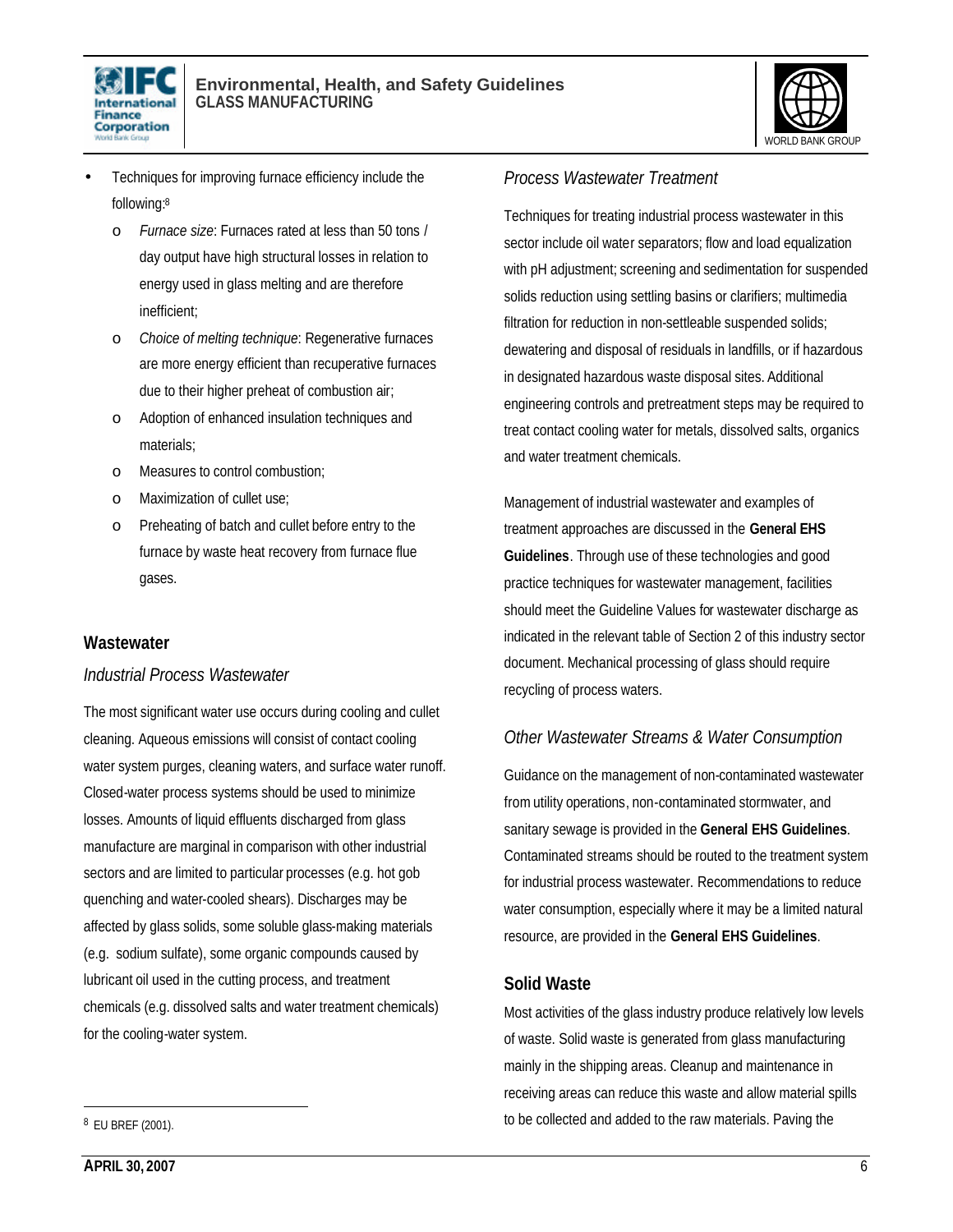- Techniques for improving furnace efficiency include the following:[8]
  - *Furnace size*: Furnaces rated at less than 50 tons / day output have high structural losses in relation to energy used in glass melting and are therefore inefficient;
  - *Choice of melting technique*: Regenerative furnaces are more energy efficient than recuperative furnaces due to their higher preheat of combustion air;
  - Adoption of enhanced insulation techniques and materials;
  - Measures to control combustion;
  - Maximization of cullet use;
  - Preheating of batch and cullet before entry to the furnace by waste heat recovery from furnace flue gases.

### Wastewater

#### *Industrial Process Wastewater*

The most significant water use occurs during cooling and cullet cleaning. Aqueous emissions will consist of contact cooling water system purges, cleaning waters, and surface water runoff. Closed-water process systems should be used to minimize losses. Amounts of liquid effluents discharged from glass manufacture are marginal in comparison with other industrial sectors and are limited to particular processes (e.g. hot gob quenching and water-cooled shears). Discharges may be affected by glass solids, some soluble glass-making materials (e.g. sodium sulfate), some organic compounds caused by lubricant oil used in the cutting process, and treatment chemicals (e.g. dissolved salts and water treatment chemicals) for the cooling-water system.

#### *Process Wastewater Treatment*

Techniques for treating industrial process wastewater in this sector include oil water separators; flow and load equalization with pH adjustment; screening and sedimentation for suspended solids reduction using settling basins or clarifiers; multimedia filtration for reduction in non-settleable suspended solids; dewatering and disposal of residuals in landfills, or if hazardous in designated hazardous waste disposal sites. Additional engineering controls and pretreatment steps may be required to treat contact cooling water for metals, dissolved salts, organics and water treatment chemicals.

Management of industrial wastewater and examples of treatment approaches are discussed in the **General EHS Guidelines**. Through use of these technologies and good practice techniques for wastewater management, facilities should meet the Guideline Values for wastewater discharge as indicated in the relevant table of Section 2 of this industry sector document. Mechanical processing of glass should require recycling of process waters.

#### *Other Wastewater Streams & Water Consumption*

Guidance on the management of non-contaminated wastewater from utility operations, non-contaminated stormwater, and sanitary sewage is provided in the **General EHS Guidelines**. Contaminated streams should be routed to the treatment system for industrial process wastewater. Recommendations to reduce water consumption, especially where it may be a limited natural resource, are provided in the **General EHS Guidelines**.

### Solid Waste

Most activities of the glass industry produce relatively low levels of waste. Solid waste is generated from glass manufacturing mainly in the shipping areas. Cleanup and maintenance in receiving areas can reduce this waste and allow material spills to be collected and added to the raw materials. Paving the

[8] EU BREF (2001).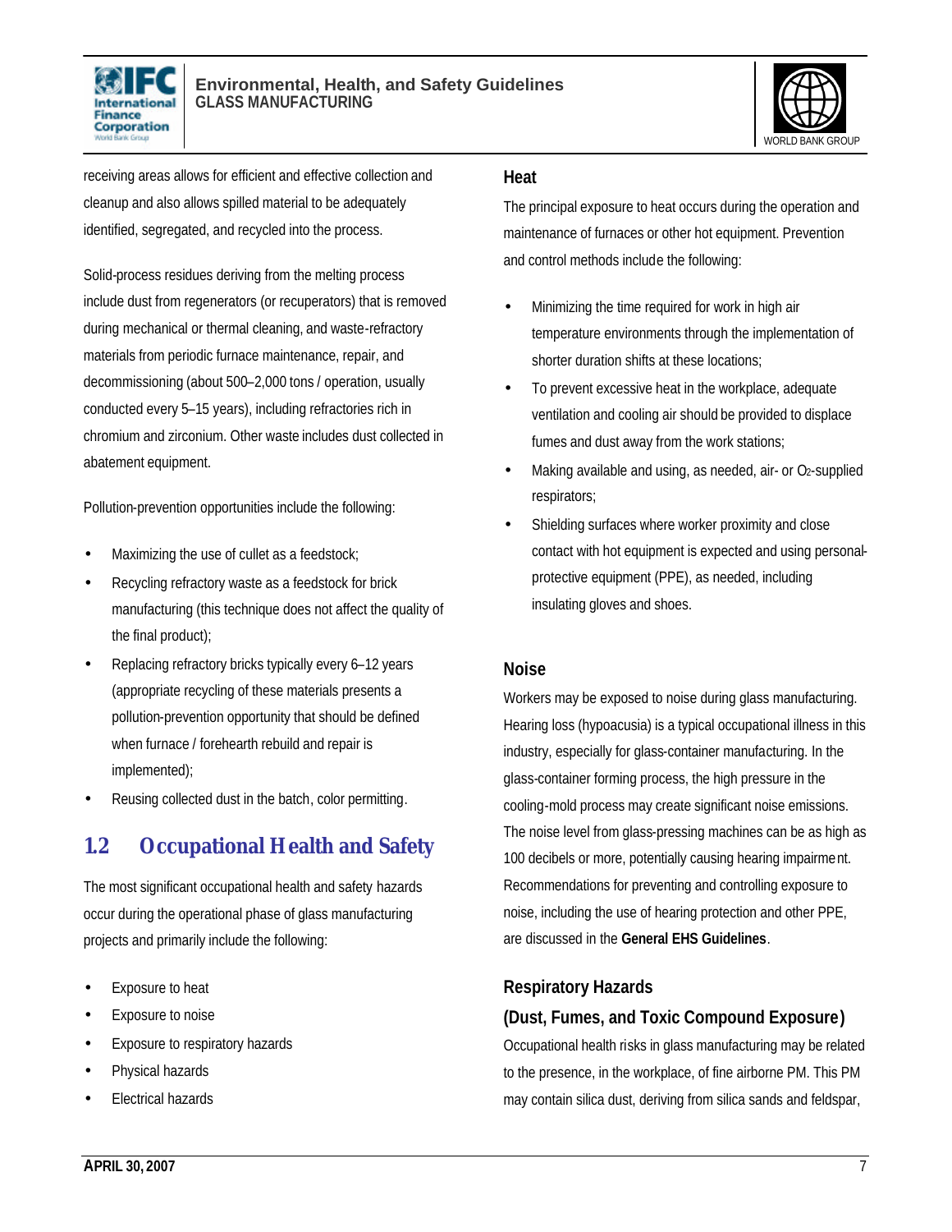receiving areas allows for efficient and effective collection and cleanup and also allows spilled material to be adequately identified, segregated, and recycled into the process.

Solid-process residues deriving from the melting process include dust from regenerators (or recuperators) that is removed during mechanical or thermal cleaning, and waste-refractory materials from periodic furnace maintenance, repair, and decommissioning (about 500–2,000 tons / operation, usually conducted every 5–15 years), including refractories rich in chromium and zirconium. Other waste includes dust collected in abatement equipment.

Pollution-prevention opportunities include the following:

- Maximizing the use of cullet as a feedstock;
- Recycling refractory waste as a feedstock for brick manufacturing (this technique does not affect the quality of the final product);
- Replacing refractory bricks typically every 6–12 years (appropriate recycling of these materials presents a pollution-prevention opportunity that should be defined when furnace / forehearth rebuild and repair is implemented);
- Reusing collected dust in the batch, color permitting.

## 1.2 Occupational Health and Safety

The most significant occupational health and safety hazards occur during the operational phase of glass manufacturing projects and primarily include the following:

- Exposure to heat
- Exposure to noise
- Exposure to respiratory hazards
- Physical hazards
- Electrical hazards

### Heat

The principal exposure to heat occurs during the operation and maintenance of furnaces or other hot equipment. Prevention and control methods include the following:

- Minimizing the time required for work in high air temperature environments through the implementation of shorter duration shifts at these locations;
- To prevent excessive heat in the workplace, adequate ventilation and cooling air should be provided to displace fumes and dust away from the work stations;
- Making available and using, as needed, air- or $O_2$-supplied respirators;
- Shielding surfaces where worker proximity and close contact with hot equipment is expected and using personal-protective equipment (PPE), as needed, including insulating gloves and shoes.

### Noise

Workers may be exposed to noise during glass manufacturing. Hearing loss (hypoacusia) is a typical occupational illness in this industry, especially for glass-container manufacturing. In the glass-container forming process, the high pressure in the cooling-mold process may create significant noise emissions. The noise level from glass-pressing machines can be as high as 100 decibels or more, potentially causing hearing impairment. Recommendations for preventing and controlling exposure to noise, including the use of hearing protection and other PPE, are discussed in the **General EHS Guidelines**.

### Respiratory Hazards (Dust, Fumes, and Toxic Compound Exposure)

Occupational health risks in glass manufacturing may be related to the presence, in the workplace, of fine airborne PM. This PM may contain silica dust, deriving from silica sands and feldspar,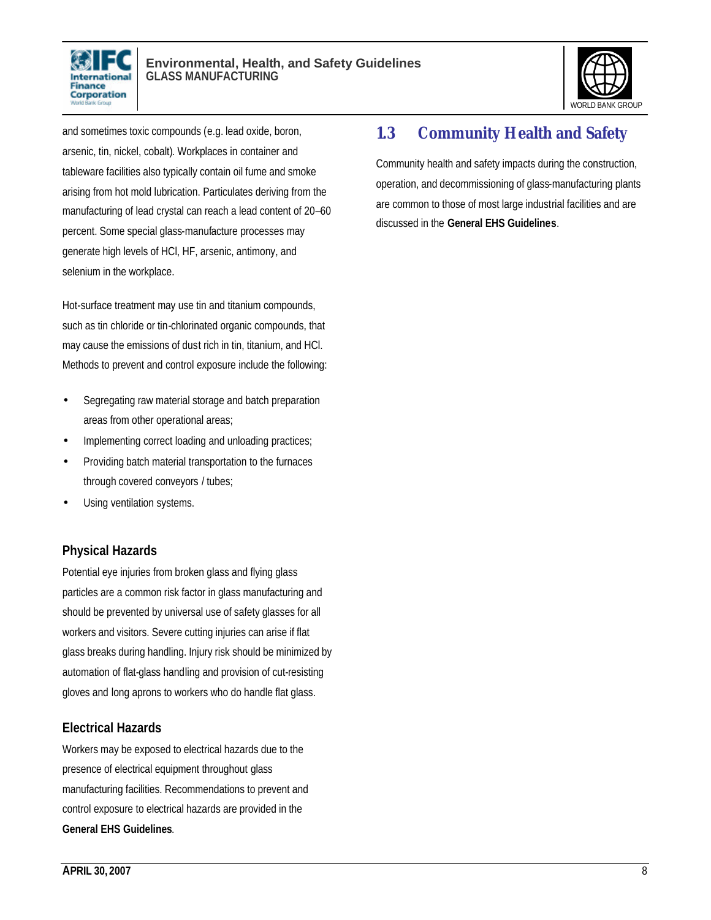and sometimes toxic compounds (e.g. lead oxide, boron, arsenic, tin, nickel, cobalt). Workplaces in container and tableware facilities also typically contain oil fume and smoke arising from hot mold lubrication. Particulates deriving from the manufacturing of lead crystal can reach a lead content of 20–60 percent. Some special glass-manufacture processes may generate high levels of HCl, HF, arsenic, antimony, and selenium in the workplace.

Hot-surface treatment may use tin and titanium compounds, such as tin chloride or tin-chlorinated organic compounds, that may cause the emissions of dust rich in tin, titanium, and HCl. Methods to prevent and control exposure include the following:

- Segregating raw material storage and batch preparation areas from other operational areas;
- Implementing correct loading and unloading practices;
- Providing batch material transportation to the furnaces through covered conveyors / tubes;
- Using ventilation systems.

### Physical Hazards

Potential eye injuries from broken glass and flying glass particles are a common risk factor in glass manufacturing and should be prevented by universal use of safety glasses for all workers and visitors. Severe cutting injuries can arise if flat glass breaks during handling. Injury risk should be minimized by automation of flat-glass handling and provision of cut-resisting gloves and long aprons to workers who do handle flat glass.

### Electrical Hazards

Workers may be exposed to electrical hazards due to the presence of electrical equipment throughout glass manufacturing facilities. Recommendations to prevent and control exposure to electrical hazards are provided in the **General EHS Guidelines**.

## 1.3 Community Health and Safety

Community health and safety impacts during the construction, operation, and decommissioning of glass-manufacturing plants are common to those of most large industrial facilities and are discussed in the **General EHS Guidelines**.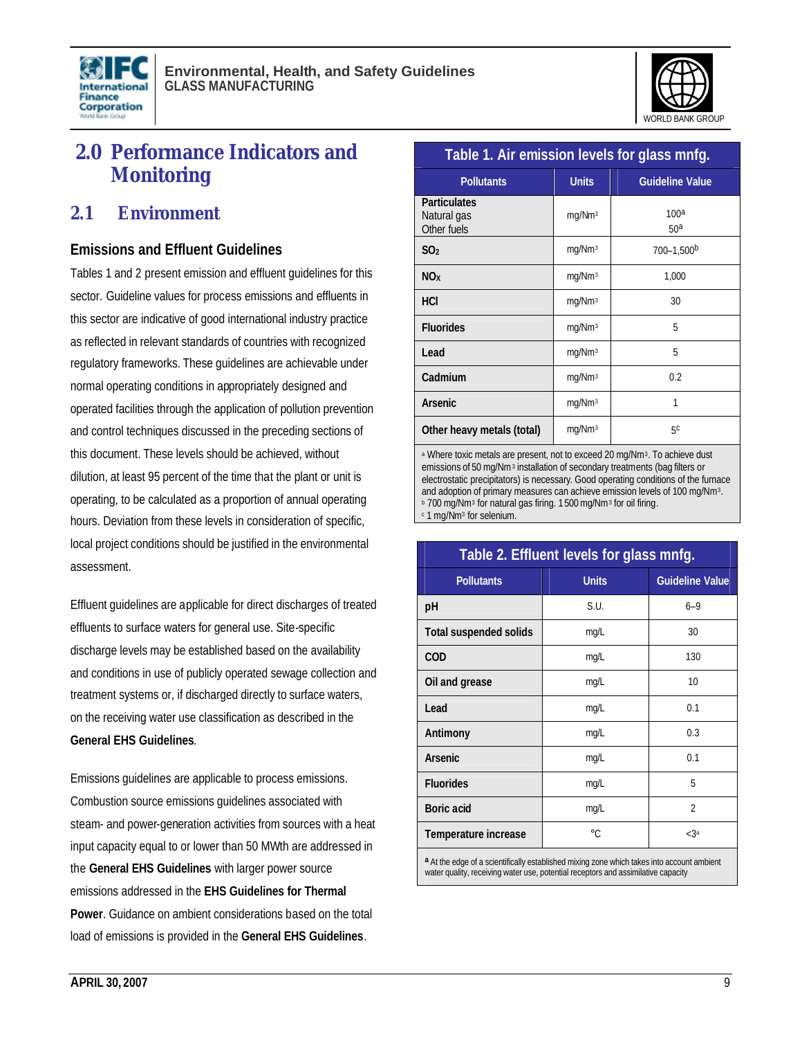# 2.0 Performance Indicators and Monitoring

## 2.1 Environment

### Emissions and Effluent Guidelines

Tables 1 and 2 present emission and effluent guidelines for this sector. Guideline values for process emissions and effluents in this sector are indicative of good international industry practice as reflected in relevant standards of countries with recognized regulatory frameworks. These guidelines are achievable under normal operating conditions in appropriately designed and operated facilities through the application of pollution prevention and control techniques discussed in the preceding sections of this document. These levels should be achieved, without dilution, at least 95 percent of the time that the plant or unit is operating, to be calculated as a proportion of annual operating hours. Deviation from these levels in consideration of specific, local project conditions should be justified in the environmental assessment.

Effluent guidelines are applicable for direct discharges of treated effluents to surface waters for general use. Site-specific discharge levels may be established based on the availability and conditions in use of publicly operated sewage collection and treatment systems or, if discharged directly to surface waters, on the receiving water use classification as described in the **General EHS Guidelines**.

Emissions guidelines are applicable to process emissions. Combustion source emissions guidelines associated with steam- and power-generation activities from sources with a heat input capacity equal to or lower than 50 MWth are addressed in the **General EHS Guidelines** with larger power source emissions addressed in the **EHS Guidelines for Thermal Power**. Guidance on ambient considerations based on the total load of emissions is provided in the **General EHS Guidelines**.

**Table 1. Air emission levels for glass mnfg.**

| Pollutants | Units | Guideline Value |
|---|---|---|
| **Particulates** | | |
| Natural gas | $mg/Nm^3$ | 100[a] |
| Other fuels | | 50[a] |
| **$SO_2$** | $mg/Nm^3$ | 700–1,500[b] |
| **$NO_X$** | $mg/Nm^3$ | 1,000 |
| **HCl** | $mg/Nm^3$ | 30 |
| **Fluorides** | $mg/Nm^3$ | 5 |
| **Lead** | $mg/Nm^3$ | 5 |
| **Cadmium** | $mg/Nm^3$ | 0.2 |
| **Arsenic** | $mg/Nm^3$ | 1 |
| **Other heavy metals (total)** | $mg/Nm^3$ | 5[c] |

[a] Where toxic metals are present, not to exceed 20 $mg/Nm^3$. To achieve dust emissions of 50 $mg/Nm^3$ installation of secondary treatments (bag filters or electrostatic precipitators) is necessary. Good operating conditions of the furnace and adoption of primary measures can achieve emission levels of 100 $mg/Nm^3$.
[b] 700 $mg/Nm^3$ for natural gas firing. 1500 $mg/Nm^3$ for oil firing.
[c] 1 $mg/Nm^3$ for selenium.

**Table 2. Effluent levels for glass mnfg.**

| Pollutants | Units | Guideline Value |
|---|---|---|
| **pH** | S.U. | 6–9 |
| **Total suspended solids** | mg/L | 30 |
| **COD** | mg/L | 130 |
| **Oil and grease** | mg/L | 10 |
| **Lead** | mg/L | 0.1 |
| **Antimony** | mg/L | 0.3 |
| **Arsenic** | mg/L | 0.1 |
| **Fluorides** | mg/L | 5 |
| **Boric acid** | mg/L | 2 |
| **Temperature increase** | °C | <3[a] |

[a] At the edge of a scientifically established mixing zone which takes into account ambient water quality, receiving water use, potential receptors and assimilative capacity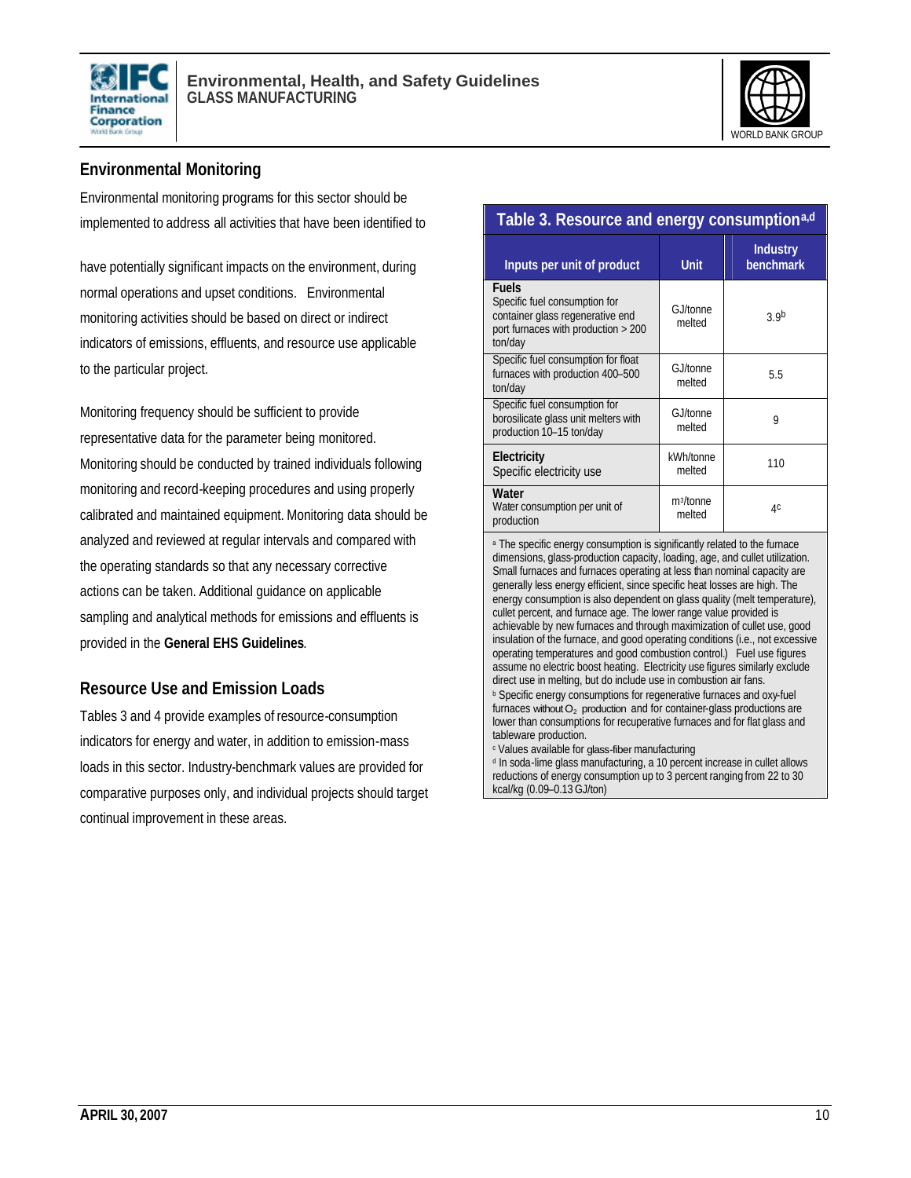## Environmental Monitoring

Environmental monitoring programs for this sector should be implemented to address all activities that have been identified to have potentially significant impacts on the environment, during normal operations and upset conditions. Environmental monitoring activities should be based on direct or indirect indicators of emissions, effluents, and resource use applicable to the particular project.

Monitoring frequency should be sufficient to provide representative data for the parameter being monitored. Monitoring should be conducted by trained individuals following monitoring and record-keeping procedures and using properly calibrated and maintained equipment. Monitoring data should be analyzed and reviewed at regular intervals and compared with the operating standards so that any necessary corrective actions can be taken. Additional guidance on applicable sampling and analytical methods for emissions and effluents is provided in the **General EHS Guidelines**.

## Resource Use and Emission Loads

Tables 3 and 4 provide examples of resource-consumption indicators for energy and water, in addition to emission-mass loads in this sector. Industry-benchmark values are provided for comparative purposes only, and individual projects should target continual improvement in these areas.

**Table 3. Resource and energy consumption[a,d]**

| Inputs per unit of product | Unit | Industry benchmark |
|---|---|---|
| **Fuels**<br>Specific fuel consumption for container glass regenerative end port furnaces with production > 200 ton/day | GJ/tonne melted | 3.9[b] |
| Specific fuel consumption for float furnaces with production 400–500 ton/day | GJ/tonne melted | 5.5 |
| Specific fuel consumption for borosilicate glass unit melters with production 10–15 ton/day | GJ/tonne melted | 9 |
| **Electricity**<br>Specific electricity use | kWh/tonne melted | 110 |
| **Water**<br>Water consumption per unit of production | $m^3$/tonne melted | 4[c] |

[a] The specific energy consumption is significantly related to the furnace dimensions, glass-production capacity, loading, age, and cullet utilization. Small furnaces and furnaces operating at less than nominal capacity are generally less energy efficient, since specific heat losses are high. The energy consumption is also dependent on glass quality (melt temperature), cullet percent, and furnace age. The lower range value provided is achievable by new furnaces and through maximization of cullet use, good insulation of the furnace, and good operating conditions (i.e., not excessive operating temperatures and good combustion control.) Fuel use figures assume no electric boost heating. Electricity use figures similarly exclude direct use in melting, but do include use in combustion air fans.

[b] Specific energy consumptions for regenerative furnaces and oxy-fuel furnaces without $O_2$ production and for container-glass productions are lower than consumptions for recuperative furnaces and for flat glass and tableware production.

[c] Values available for glass-fiber manufacturing

[d] In soda-lime glass manufacturing, a 10 percent increase in cullet allows reductions of energy consumption up to 3 percent ranging from 22 to 30 kcal/kg (0.09–0.13 GJ/ton)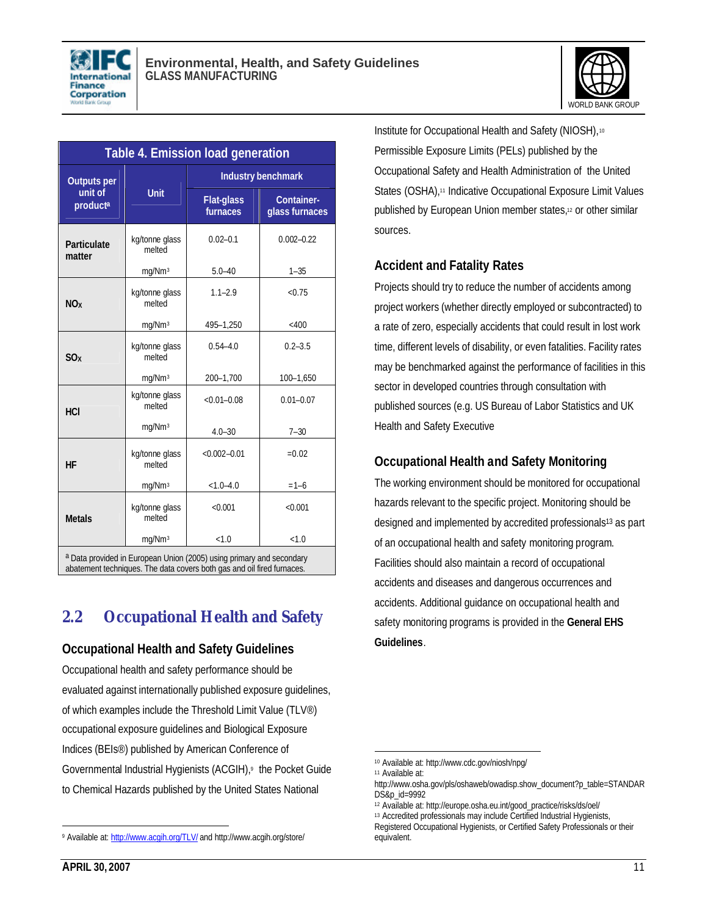**Table 4. Emission load generation**

| Outputs per unit of product[a] | Unit | Industry benchmark | |
|---|---|---|---|
| | | Flat-glass furnaces | Container-glass furnaces |
| Particulate matter | kg/tonne glass melted | 0.02–0.1 | 0.002–0.22 |
| | mg/Nm$^3$ | 5.0–40 | 1–35 |
| $NO_X$ | kg/tonne glass melted | 1.1–2.9 | <0.75 |
| | mg/Nm$^3$ | 495–1,250 | <400 |
| $SO_X$ | kg/tonne glass melted | 0.54–4.0 | 0.2–3.5 |
| | mg/Nm$^3$ | 200–1,700 | 100–1,650 |
| HCl | kg/tonne glass melted | <0.01–0.08 | 0.01–0.07 |
| | mg/Nm$^3$ | 4.0–30 | 7–30 |
| HF | kg/tonne glass melted | <0.002–0.01 | =0.02 |
| | mg/Nm$^3$ | <1.0–4.0 | =1–6 |
| Metals | kg/tonne glass melted | <0.001 | <0.001 |
| | mg/Nm$^3$ | <1.0 | <1.0 |

[a] Data provided in European Union (2005) using primary and secondary abatement techniques. The data covers both gas and oil fired furnaces.

## 2.2 Occupational Health and Safety

### Occupational Health and Safety Guidelines

Occupational health and safety performance should be evaluated against internationally published exposure guidelines, of which examples include the Threshold Limit Value (TLV®) occupational exposure guidelines and Biological Exposure Indices (BEIs®) published by American Conference of Governmental Industrial Hygienists (ACGIH),[9] the Pocket Guide to Chemical Hazards published by the United States National Institute for Occupational Health and Safety (NIOSH),[10] Permissible Exposure Limits (PELs) published by the Occupational Safety and Health Administration of the United States (OSHA),[11] Indicative Occupational Exposure Limit Values published by European Union member states,[12] or other similar sources.

### Accident and Fatality Rates

Projects should try to reduce the number of accidents among project workers (whether directly employed or subcontracted) to a rate of zero, especially accidents that could result in lost work time, different levels of disability, or even fatalities. Facility rates may be benchmarked against the performance of facilities in this sector in developed countries through consultation with published sources (e.g. US Bureau of Labor Statistics and UK Health and Safety Executive

### Occupational Health and Safety Monitoring

The working environment should be monitored for occupational hazards relevant to the specific project. Monitoring should be designed and implemented by accredited professionals[13] as part of an occupational health and safety monitoring program. Facilities should also maintain a record of occupational accidents and diseases and dangerous occurrences and accidents. Additional guidance on occupational health and safety monitoring programs is provided in the **General EHS Guidelines**.

---

[9] Available at: http://www.acgih.org/TLV/ and http://www.acgih.org/store/

[10] Available at: http://www.cdc.gov/niosh/npg/

[11] Available at: http://www.osha.gov/pls/oshaweb/owadisp.show_document?p_table=STANDARDS&p_id=9992

[12] Available at: http://europe.osha.eu.int/good_practice/risks/ds/oel/

[13] Accredited professionals may include Certified Industrial Hygienists, Registered Occupational Hygienists, or Certified Safety Professionals or their equivalent.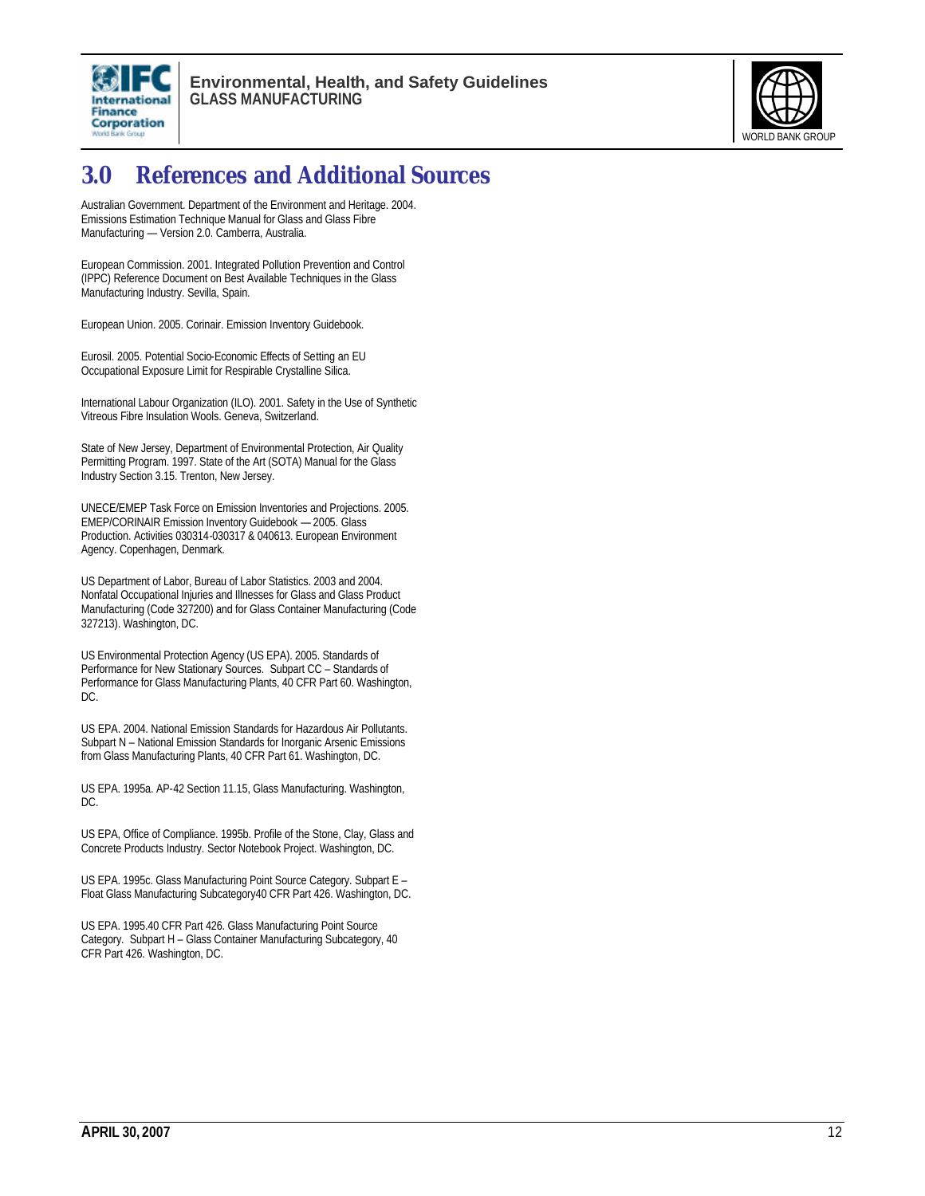# 3.0 References and Additional Sources

Australian Government. Department of the Environment and Heritage. 2004. Emissions Estimation Technique Manual for Glass and Glass Fibre Manufacturing — Version 2.0. Camberra, Australia.

European Commission. 2001. Integrated Pollution Prevention and Control (IPPC) Reference Document on Best Available Techniques in the Glass Manufacturing Industry. Sevilla, Spain.

European Union. 2005. Corinair. Emission Inventory Guidebook.

Eurosil. 2005. Potential Socio-Economic Effects of Setting an EU Occupational Exposure Limit for Respirable Crystalline Silica.

International Labour Organization (ILO). 2001. Safety in the Use of Synthetic Vitreous Fibre Insulation Wools. Geneva, Switzerland.

State of New Jersey, Department of Environmental Protection, Air Quality Permitting Program. 1997. State of the Art (SOTA) Manual for the Glass Industry Section 3.15. Trenton, New Jersey.

UNECE/EMEP Task Force on Emission Inventories and Projections. 2005. EMEP/CORINAIR Emission Inventory Guidebook — 2005. Glass Production. Activities 030314-030317 & 040613. European Environment Agency. Copenhagen, Denmark.

US Department of Labor, Bureau of Labor Statistics. 2003 and 2004. Nonfatal Occupational Injuries and Illnesses for Glass and Glass Product Manufacturing (Code 327200) and for Glass Container Manufacturing (Code 327213). Washington, DC.

US Environmental Protection Agency (US EPA). 2005. Standards of Performance for New Stationary Sources. Subpart CC – Standards of Performance for Glass Manufacturing Plants, 40 CFR Part 60. Washington, DC.

US EPA. 2004. National Emission Standards for Hazardous Air Pollutants. Subpart N – National Emission Standards for Inorganic Arsenic Emissions from Glass Manufacturing Plants, 40 CFR Part 61. Washington, DC.

US EPA. 1995a. AP-42 Section 11.15, Glass Manufacturing. Washington, DC.

US EPA, Office of Compliance. 1995b. Profile of the Stone, Clay, Glass and Concrete Products Industry. Sector Notebook Project. Washington, DC.

US EPA. 1995c. Glass Manufacturing Point Source Category. Subpart E – Float Glass Manufacturing Subcategory40 CFR Part 426. Washington, DC.

US EPA. 1995.40 CFR Part 426. Glass Manufacturing Point Source Category. Subpart H – Glass Container Manufacturing Subcategory, 40 CFR Part 426. Washington, DC.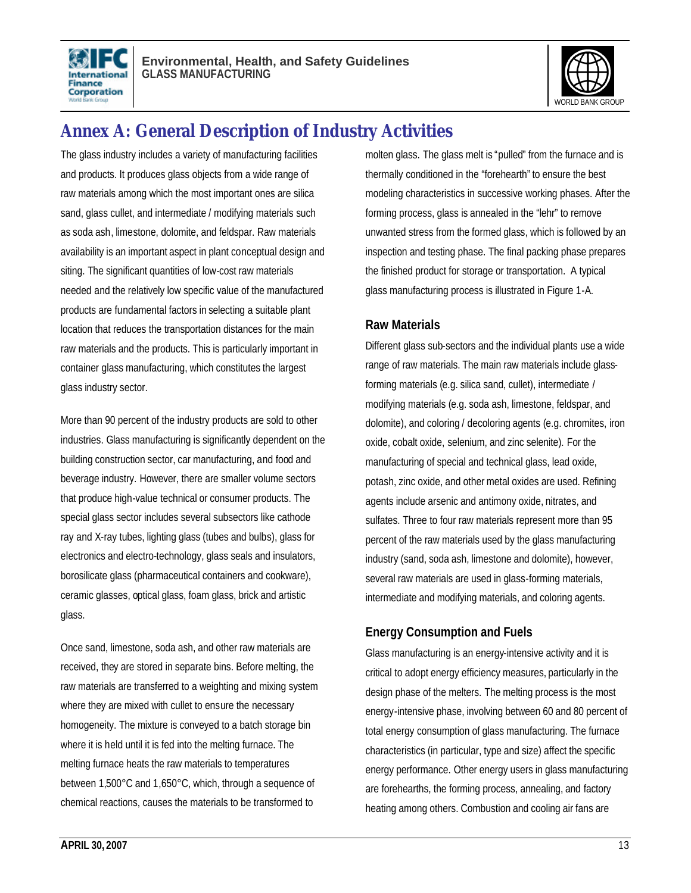# Annex A: General Description of Industry Activities

The glass industry includes a variety of manufacturing facilities and products. It produces glass objects from a wide range of raw materials among which the most important ones are silica sand, glass cullet, and intermediate / modifying materials such as soda ash, limestone, dolomite, and feldspar. Raw materials availability is an important aspect in plant conceptual design and siting. The significant quantities of low-cost raw materials needed and the relatively low specific value of the manufactured products are fundamental factors in selecting a suitable plant location that reduces the transportation distances for the main raw materials and the products. This is particularly important in container glass manufacturing, which constitutes the largest glass industry sector.

More than 90 percent of the industry products are sold to other industries. Glass manufacturing is significantly dependent on the building construction sector, car manufacturing, and food and beverage industry. However, there are smaller volume sectors that produce high-value technical or consumer products. The special glass sector includes several subsectors like cathode ray and X-ray tubes, lighting glass (tubes and bulbs), glass for electronics and electro-technology, glass seals and insulators, borosilicate glass (pharmaceutical containers and cookware), ceramic glasses, optical glass, foam glass, brick and artistic glass.

Once sand, limestone, soda ash, and other raw materials are received, they are stored in separate bins. Before melting, the raw materials are transferred to a weighting and mixing system where they are mixed with cullet to ensure the necessary homogeneity. The mixture is conveyed to a batch storage bin where it is held until it is fed into the melting furnace. The melting furnace heats the raw materials to temperatures between 1,500°C and 1,650°C, which, through a sequence of chemical reactions, causes the materials to be transformed to molten glass. The glass melt is "pulled" from the furnace and is thermally conditioned in the "forehearth" to ensure the best modeling characteristics in successive working phases. After the forming process, glass is annealed in the "lehr" to remove unwanted stress from the formed glass, which is followed by an inspection and testing phase. The final packing phase prepares the finished product for storage or transportation. A typical glass manufacturing process is illustrated in Figure 1-A.

## Raw Materials

Different glass sub-sectors and the individual plants use a wide range of raw materials. The main raw materials include glass-forming materials (e.g. silica sand, cullet), intermediate / modifying materials (e.g. soda ash, limestone, feldspar, and dolomite), and coloring / decoloring agents (e.g. chromites, iron oxide, cobalt oxide, selenium, and zinc selenite). For the manufacturing of special and technical glass, lead oxide, potash, zinc oxide, and other metal oxides are used. Refining agents include arsenic and antimony oxide, nitrates, and sulfates. Three to four raw materials represent more than 95 percent of the raw materials used by the glass manufacturing industry (sand, soda ash, limestone and dolomite), however, several raw materials are used in glass-forming materials, intermediate and modifying materials, and coloring agents.

## Energy Consumption and Fuels

Glass manufacturing is an energy-intensive activity and it is critical to adopt energy efficiency measures, particularly in the design phase of the melters. The melting process is the most energy-intensive phase, involving between 60 and 80 percent of total energy consumption of glass manufacturing. The furnace characteristics (in particular, type and size) affect the specific energy performance. Other energy users in glass manufacturing are forehearths, the forming process, annealing, and factory heating among others. Combustion and cooling air fans are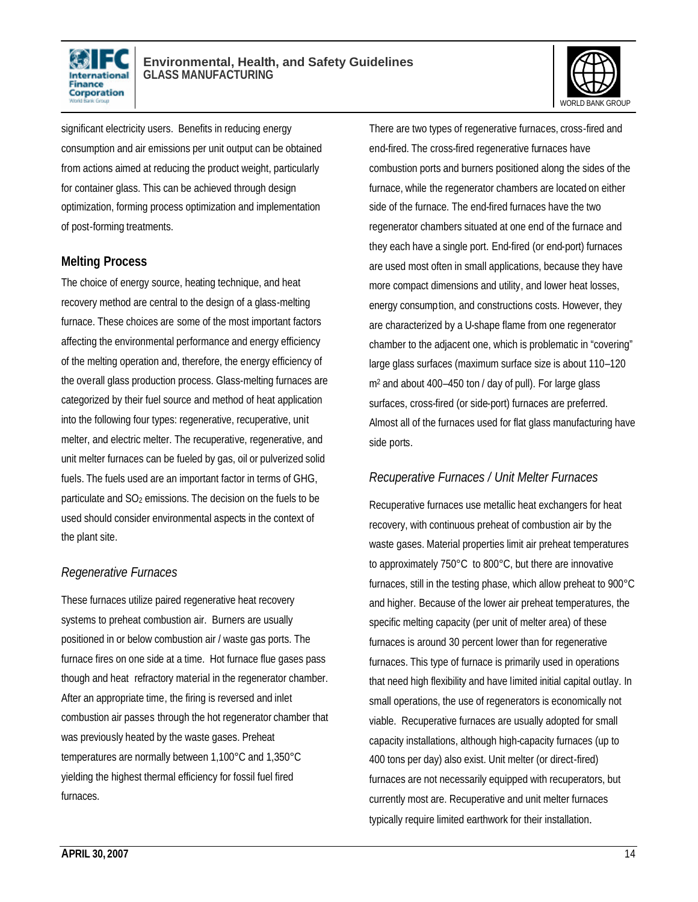significant electricity users. Benefits in reducing energy consumption and air emissions per unit output can be obtained from actions aimed at reducing the product weight, particularly for container glass. This can be achieved through design optimization, forming process optimization and implementation of post-forming treatments.

### Melting Process

The choice of energy source, heating technique, and heat recovery method are central to the design of a glass-melting furnace. These choices are some of the most important factors affecting the environmental performance and energy efficiency of the melting operation and, therefore, the energy efficiency of the overall glass production process. Glass-melting furnaces are categorized by their fuel source and method of heat application into the following four types: regenerative, recuperative, unit melter, and electric melter. The recuperative, regenerative, and unit melter furnaces can be fueled by gas, oil or pulverized solid fuels. The fuels used are an important factor in terms of GHG, particulate and $SO_2$ emissions. The decision on the fuels to be used should consider environmental aspects in the context of the plant site.

#### *Regenerative Furnaces*

These furnaces utilize paired regenerative heat recovery systems to preheat combustion air. Burners are usually positioned in or below combustion air / waste gas ports. The furnace fires on one side at a time. Hot furnace flue gases pass though and heat refractory material in the regenerator chamber. After an appropriate time, the firing is reversed and inlet combustion air passes through the hot regenerator chamber that was previously heated by the waste gases. Preheat temperatures are normally between 1,100°C and 1,350°C yielding the highest thermal efficiency for fossil fuel fired furnaces.

There are two types of regenerative furnaces, cross-fired and end-fired. The cross-fired regenerative furnaces have combustion ports and burners positioned along the sides of the furnace, while the regenerator chambers are located on either side of the furnace. The end-fired furnaces have the two regenerator chambers situated at one end of the furnace and they each have a single port. End-fired (or end-port) furnaces are used most often in small applications, because they have more compact dimensions and utility, and lower heat losses, energy consumption, and constructions costs. However, they are characterized by a U-shape flame from one regenerator chamber to the adjacent one, which is problematic in "covering" large glass surfaces (maximum surface size is about 110–120 $m^2$ and about 400–450 ton / day of pull). For large glass surfaces, cross-fired (or side-port) furnaces are preferred. Almost all of the furnaces used for flat glass manufacturing have side ports.

#### *Recuperative Furnaces / Unit Melter Furnaces*

Recuperative furnaces use metallic heat exchangers for heat recovery, with continuous preheat of combustion air by the waste gases. Material properties limit air preheat temperatures to approximately 750°C to 800°C, but there are innovative furnaces, still in the testing phase, which allow preheat to 900°C and higher. Because of the lower air preheat temperatures, the specific melting capacity (per unit of melter area) of these furnaces is around 30 percent lower than for regenerative furnaces. This type of furnace is primarily used in operations that need high flexibility and have limited initial capital outlay. In small operations, the use of regenerators is economically not viable. Recuperative furnaces are usually adopted for small capacity installations, although high-capacity furnaces (up to 400 tons per day) also exist. Unit melter (or direct-fired) furnaces are not necessarily equipped with recuperators, but currently most are. Recuperative and unit melter furnaces typically require limited earthwork for their installation.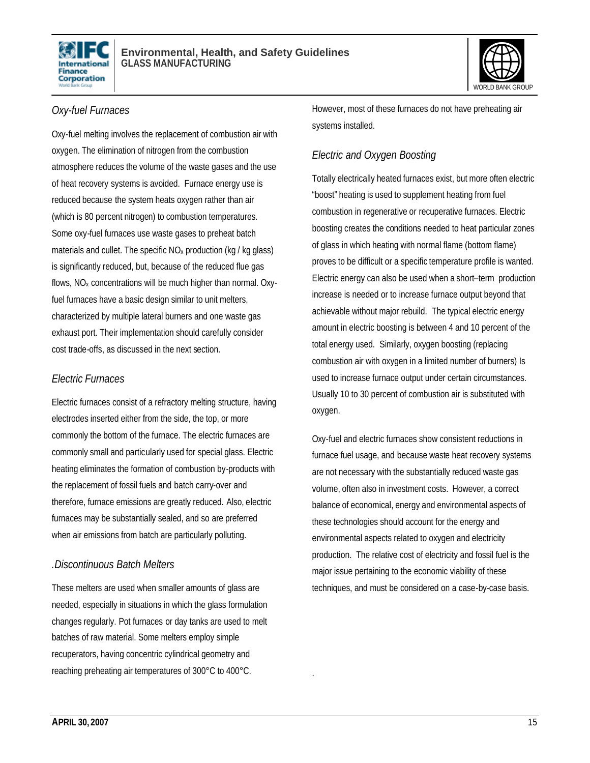### Oxy-fuel Furnaces

Oxy-fuel melting involves the replacement of combustion air with oxygen. The elimination of nitrogen from the combustion atmosphere reduces the volume of the waste gases and the use of heat recovery systems is avoided. Furnace energy use is reduced because the system heats oxygen rather than air (which is 80 percent nitrogen) to combustion temperatures. Some oxy-fuel furnaces use waste gases to preheat batch materials and cullet. The specific $NO_x$ production (kg / kg glass) is significantly reduced, but, because of the reduced flue gas flows, $NO_x$ concentrations will be much higher than normal. Oxy-fuel furnaces have a basic design similar to unit melters, characterized by multiple lateral burners and one waste gas exhaust port. Their implementation should carefully consider cost trade-offs, as discussed in the next section.

### Electric Furnaces

Electric furnaces consist of a refractory melting structure, having electrodes inserted either from the side, the top, or more commonly the bottom of the furnace. The electric furnaces are commonly small and particularly used for special glass. Electric heating eliminates the formation of combustion by-products with the replacement of fossil fuels and batch carry-over and therefore, furnace emissions are greatly reduced. Also, electric furnaces may be substantially sealed, and so are preferred when air emissions from batch are particularly polluting.

### .Discontinuous Batch Melters

These melters are used when smaller amounts of glass are needed, especially in situations in which the glass formulation changes regularly. Pot furnaces or day tanks are used to melt batches of raw material. Some melters employ simple recuperators, having concentric cylindrical geometry and reaching preheating air temperatures of 300°C to 400°C. However, most of these furnaces do not have preheating air systems installed.

### Electric and Oxygen Boosting

Totally electrically heated furnaces exist, but more often electric "boost" heating is used to supplement heating from fuel combustion in regenerative or recuperative furnaces. Electric boosting creates the conditions needed to heat particular zones of glass in which heating with normal flame (bottom flame) proves to be difficult or a specific temperature profile is wanted. Electric energy can also be used when a short–term production increase is needed or to increase furnace output beyond that achievable without major rebuild. The typical electric energy amount in electric boosting is between 4 and 10 percent of the total energy used. Similarly, oxygen boosting (replacing combustion air with oxygen in a limited number of burners) Is used to increase furnace output under certain circumstances. Usually 10 to 30 percent of combustion air is substituted with oxygen.

Oxy-fuel and electric furnaces show consistent reductions in furnace fuel usage, and because waste heat recovery systems are not necessary with the substantially reduced waste gas volume, often also in investment costs. However, a correct balance of economical, energy and environmental aspects of these technologies should account for the energy and environmental aspects related to oxygen and electricity production. The relative cost of electricity and fossil fuel is the major issue pertaining to the economic viability of these techniques, and must be considered on a case-by-case basis.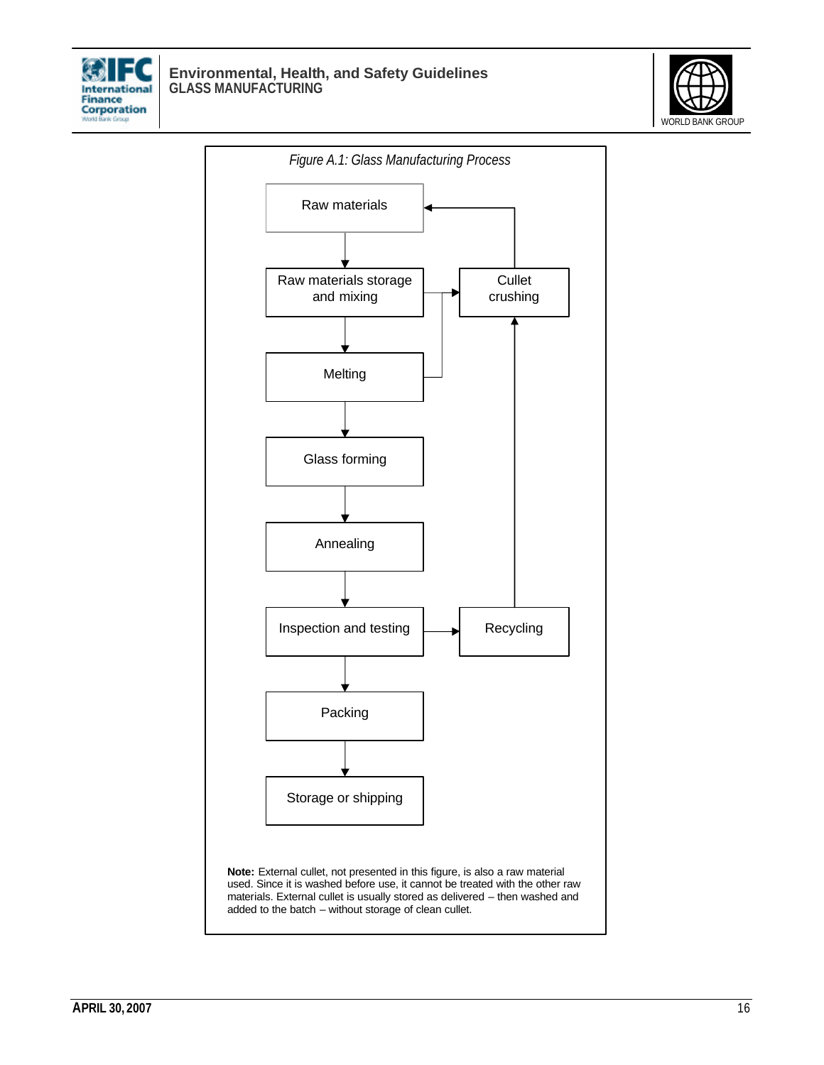*Figure A.1: Glass Manufacturing Process*

Raw materials

Raw materials storage and mixing

Cullet crushing

Melting

Glass forming

Annealing

Inspection and testing

Recycling

Packing

Storage or shipping

**Note:** External cullet, not presented in this figure, is also a raw material used. Since it is washed before use, it cannot be treated with the other raw materials. External cullet is usually stored as delivered – then washed and added to the batch – without storage of clean cullet.